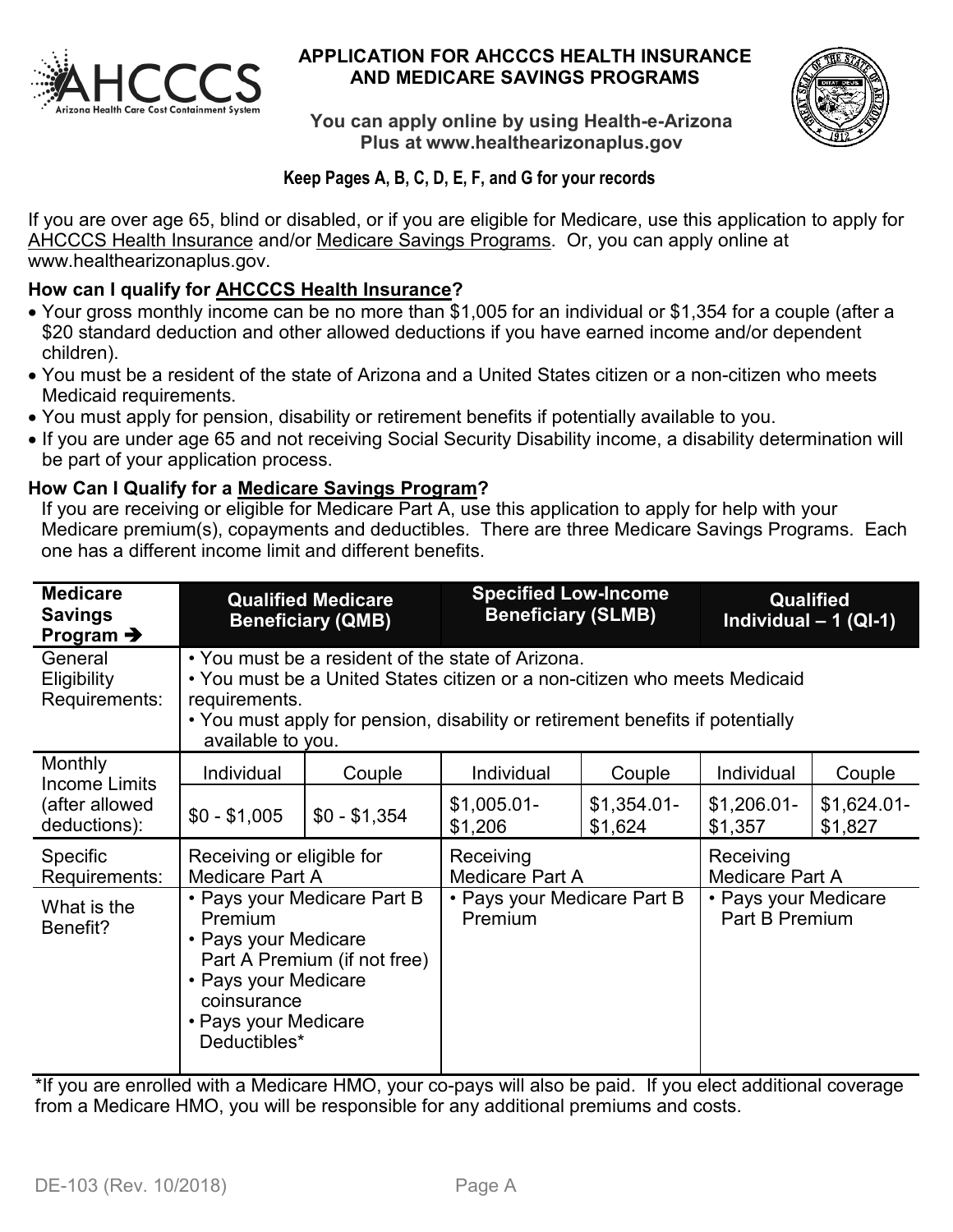# APPLICATION FOR AHCCCS HEALTH INSURANCE AND MEDICARE SAVINGS PROGRAMS

**You can apply online by using Health-e-Arizona Plus at www.healthearizonaplus.gov**

**Keep Pages A, B, C, D, E, F, and G for your records**

If you are over age 65, blind or disabled, or if you are eligible for Medicare, use this application to apply for AHCCCS Health Insurance and/or Medicare Savings Programs. Or, you can apply online at www.healthearizonaplus.gov.

### How can I qualify for AHCCCS Health Insurance?

- Your gross monthly income can be no more than $1,005 for an individual or $1,354 for a couple (after a $20 standard deduction and other allowed deductions if you have earned income and/or dependent children).
- You must be a resident of the state of Arizona and a United States citizen or a non-citizen who meets Medicaid requirements.
- You must apply for pension, disability or retirement benefits if potentially available to you.
- If you are under age 65 and not receiving Social Security Disability income, a disability determination will be part of your application process.

### How Can I Qualify for a Medicare Savings Program?

If you are receiving or eligible for Medicare Part A, use this application to apply for help with your Medicare premium(s), copayments and deductibles. There are three Medicare Savings Programs. Each one has a different income limit and different benefits.

| Medicare Savings Program → | Qualified Medicare Beneficiary (QMB) | | Specified Low-Income Beneficiary (SLMB) | | Qualified Individual – 1 (QI-1) | |
|---|---|---|---|---|---|---|
| General Eligibility Requirements: | • You must be a resident of the state of Arizona. • You must be a United States citizen or a non-citizen who meets Medicaid requirements. • You must apply for pension, disability or retirement benefits if potentially available to you. | | | | | |
| Monthly Income Limits (after allowed deductions): | Individual | Couple | Individual | Couple | Individual | Couple |
| | $0 - $1,005 | $0 - $1,354 | $1,005.01-$1,206 | $1,354.01-$1,624 | $1,206.01-$1,357 | $1,624.01-$1,827 |
| Specific Requirements: | Receiving or eligible for Medicare Part A | | Receiving Medicare Part A | | Receiving Medicare Part A | |
| What is the Benefit? | • Pays your Medicare Part B Premium • Pays your Medicare Part A Premium (if not free) • Pays your Medicare coinsurance • Pays your Medicare Deductibles* | | • Pays your Medicare Part B Premium | | • Pays your Medicare Part B Premium | |

*If you are enrolled with a Medicare HMO, your co-pays will also be paid. If you elect additional coverage from a Medicare HMO, you will be responsible for any additional premiums and costs.

DE-103 (Rev. 10/2018)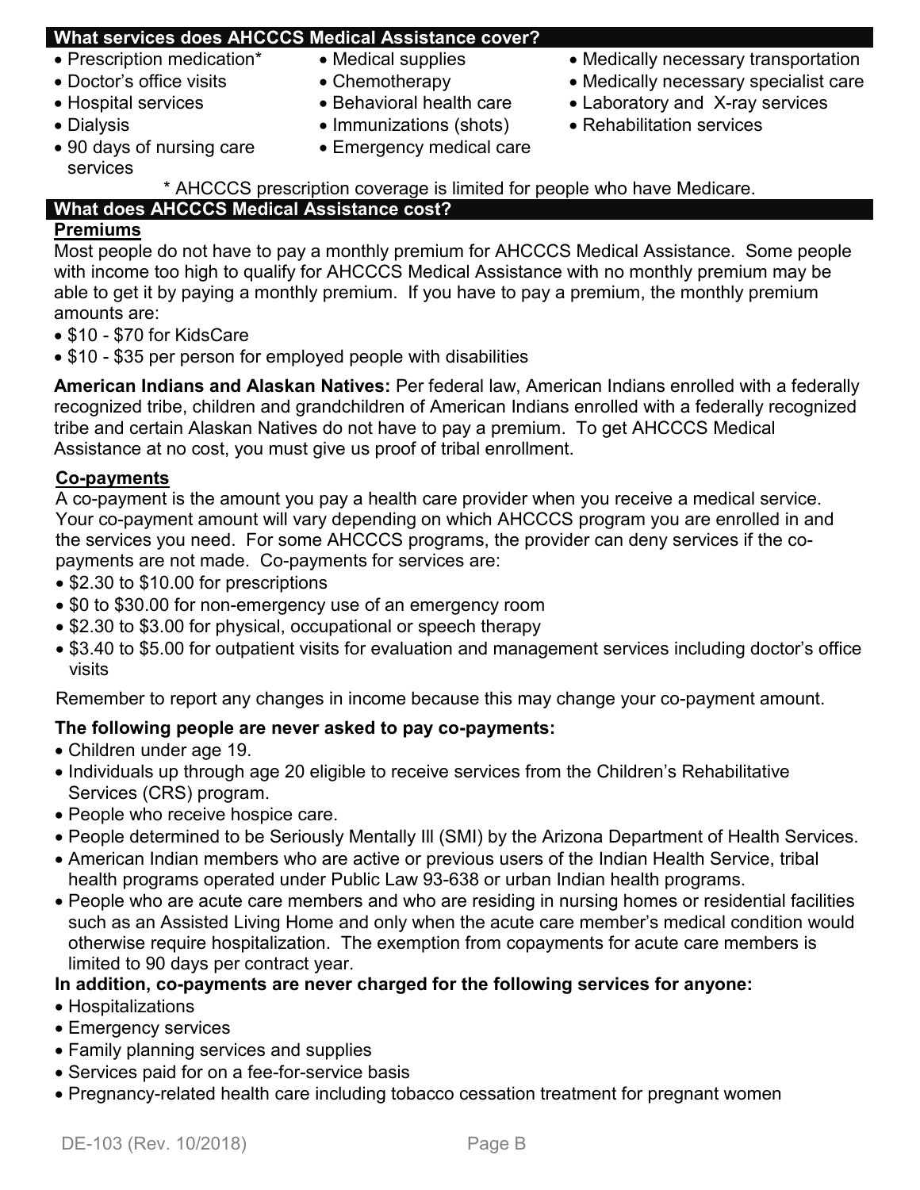## What services does AHCCCS Medical Assistance cover?

- Prescription medication*
- Doctor's office visits
- Hospital services
- Dialysis
- 90 days of nursing care services
- Medical supplies
- Chemotherapy
- Behavioral health care
- Immunizations (shots)
- Emergency medical care
- Medically necessary transportation
- Medically necessary specialist care
- Laboratory and X-ray services
- Rehabilitation services

\* AHCCCS prescription coverage is limited for people who have Medicare.

## What does AHCCCS Medical Assistance cost?

### Premiums

Most people do not have to pay a monthly premium for AHCCCS Medical Assistance. Some people with income too high to qualify for AHCCCS Medical Assistance with no monthly premium may be able to get it by paying a monthly premium. If you have to pay a premium, the monthly premium amounts are:

- \$10 - \$70 for KidsCare
- \$10 - \$35 per person for employed people with disabilities

**American Indians and Alaskan Natives:** Per federal law, American Indians enrolled with a federally recognized tribe, children and grandchildren of American Indians enrolled with a federally recognized tribe and certain Alaskan Natives do not have to pay a premium. To get AHCCCS Medical Assistance at no cost, you must give us proof of tribal enrollment.

### Co-payments

A co-payment is the amount you pay a health care provider when you receive a medical service. Your co-payment amount will vary depending on which AHCCCS program you are enrolled in and the services you need. For some AHCCCS programs, the provider can deny services if the co-payments are not made. Co-payments for services are:

- \$2.30 to \$10.00 for prescriptions
- \$0 to \$30.00 for non-emergency use of an emergency room
- \$2.30 to \$3.00 for physical, occupational or speech therapy
- \$3.40 to \$5.00 for outpatient visits for evaluation and management services including doctor's office visits

Remember to report any changes in income because this may change your co-payment amount.

**The following people are never asked to pay co-payments:**

- Children under age 19.
- Individuals up through age 20 eligible to receive services from the Children's Rehabilitative Services (CRS) program.
- People who receive hospice care.
- People determined to be Seriously Mentally Ill (SMI) by the Arizona Department of Health Services.
- American Indian members who are active or previous users of the Indian Health Service, tribal health programs operated under Public Law 93-638 or urban Indian health programs.
- People who are acute care members and who are residing in nursing homes or residential facilities such as an Assisted Living Home and only when the acute care member's medical condition would otherwise require hospitalization. The exemption from copayments for acute care members is limited to 90 days per contract year.

**In addition, co-payments are never charged for the following services for anyone:**

- Hospitalizations
- Emergency services
- Family planning services and supplies
- Services paid for on a fee-for-service basis
- Pregnancy-related health care including tobacco cessation treatment for pregnant women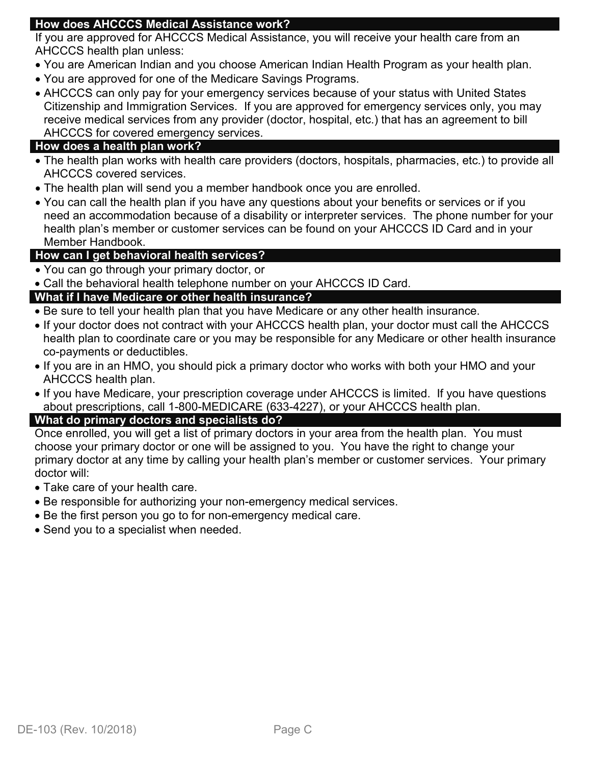## How does AHCCCS Medical Assistance work?

If you are approved for AHCCCS Medical Assistance, you will receive your health care from an AHCCCS health plan unless:

- You are American Indian and you choose American Indian Health Program as your health plan.
- You are approved for one of the Medicare Savings Programs.
- AHCCCS can only pay for your emergency services because of your status with United States Citizenship and Immigration Services. If you are approved for emergency services only, you may receive medical services from any provider (doctor, hospital, etc.) that has an agreement to bill AHCCCS for covered emergency services.

## How does a health plan work?

- The health plan works with health care providers (doctors, hospitals, pharmacies, etc.) to provide all AHCCCS covered services.
- The health plan will send you a member handbook once you are enrolled.
- You can call the health plan if you have any questions about your benefits or services or if you need an accommodation because of a disability or interpreter services. The phone number for your health plan's member or customer services can be found on your AHCCCS ID Card and in your Member Handbook.

## How can I get behavioral health services?

- You can go through your primary doctor, or
- Call the behavioral health telephone number on your AHCCCS ID Card.

## What if I have Medicare or other health insurance?

- Be sure to tell your health plan that you have Medicare or any other health insurance.
- If your doctor does not contract with your AHCCCS health plan, your doctor must call the AHCCCS health plan to coordinate care or you may be responsible for any Medicare or other health insurance co-payments or deductibles.
- If you are in an HMO, you should pick a primary doctor who works with both your HMO and your AHCCCS health plan.
- If you have Medicare, your prescription coverage under AHCCCS is limited. If you have questions about prescriptions, call 1-800-MEDICARE (633-4227), or your AHCCCS health plan.

## What do primary doctors and specialists do?

Once enrolled, you will get a list of primary doctors in your area from the health plan. You must choose your primary doctor or one will be assigned to you. You have the right to change your primary doctor at any time by calling your health plan's member or customer services. Your primary doctor will:

- Take care of your health care.
- Be responsible for authorizing your non-emergency medical services.
- Be the first person you go to for non-emergency medical care.
- Send you to a specialist when needed.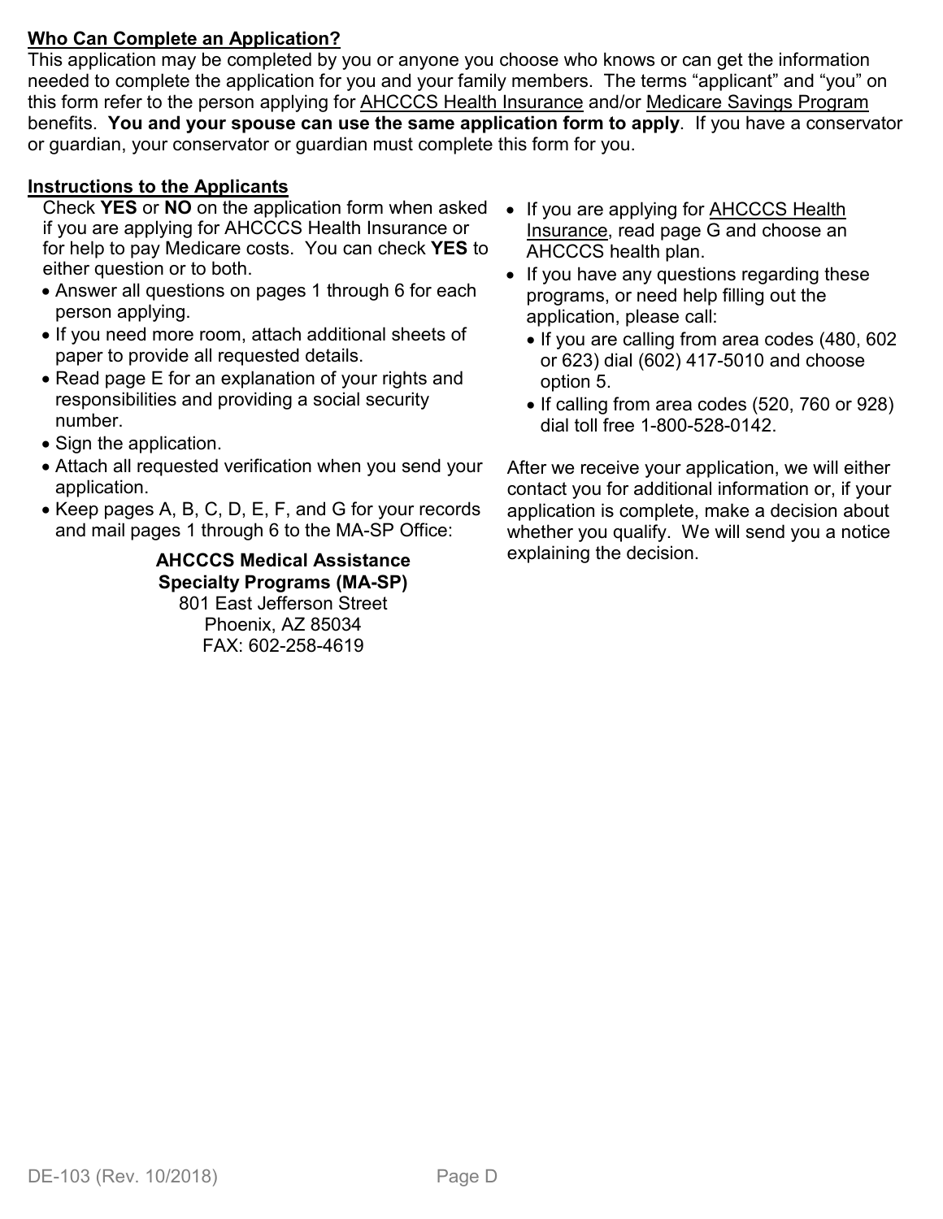## Who Can Complete an Application?

This application may be completed by you or anyone you choose who knows or can get the information needed to complete the application for you and your family members. The terms "applicant" and "you" on this form refer to the person applying for AHCCCS Health Insurance and/or Medicare Savings Program benefits. **You and your spouse can use the same application form to apply**. If you have a conservator or guardian, your conservator or guardian must complete this form for you.

## Instructions to the Applicants

Check **YES** or **NO** on the application form when asked if you are applying for AHCCCS Health Insurance or for help to pay Medicare costs. You can check **YES** to either question or to both.

- Answer all questions on pages 1 through 6 for each person applying.
- If you need more room, attach additional sheets of paper to provide all requested details.
- Read page E for an explanation of your rights and responsibilities and providing a social security number.
- Sign the application.
- Attach all requested verification when you send your application.
- Keep pages A, B, C, D, E, F, and G for your records and mail pages 1 through 6 to the MA-SP Office:

**AHCCCS Medical Assistance**
**Specialty Programs (MA-SP)**
801 East Jefferson Street
Phoenix, AZ 85034
FAX: 602-258-4619

- If you are applying for AHCCCS Health Insurance, read page G and choose an AHCCCS health plan.
- If you have any questions regarding these programs, or need help filling out the application, please call:
  - If you are calling from area codes (480, 602 or 623) dial (602) 417-5010 and choose option 5.
  - If calling from area codes (520, 760 or 928) dial toll free 1-800-528-0142.

After we receive your application, we will either contact you for additional information or, if your application is complete, make a decision about whether you qualify. We will send you a notice explaining the decision.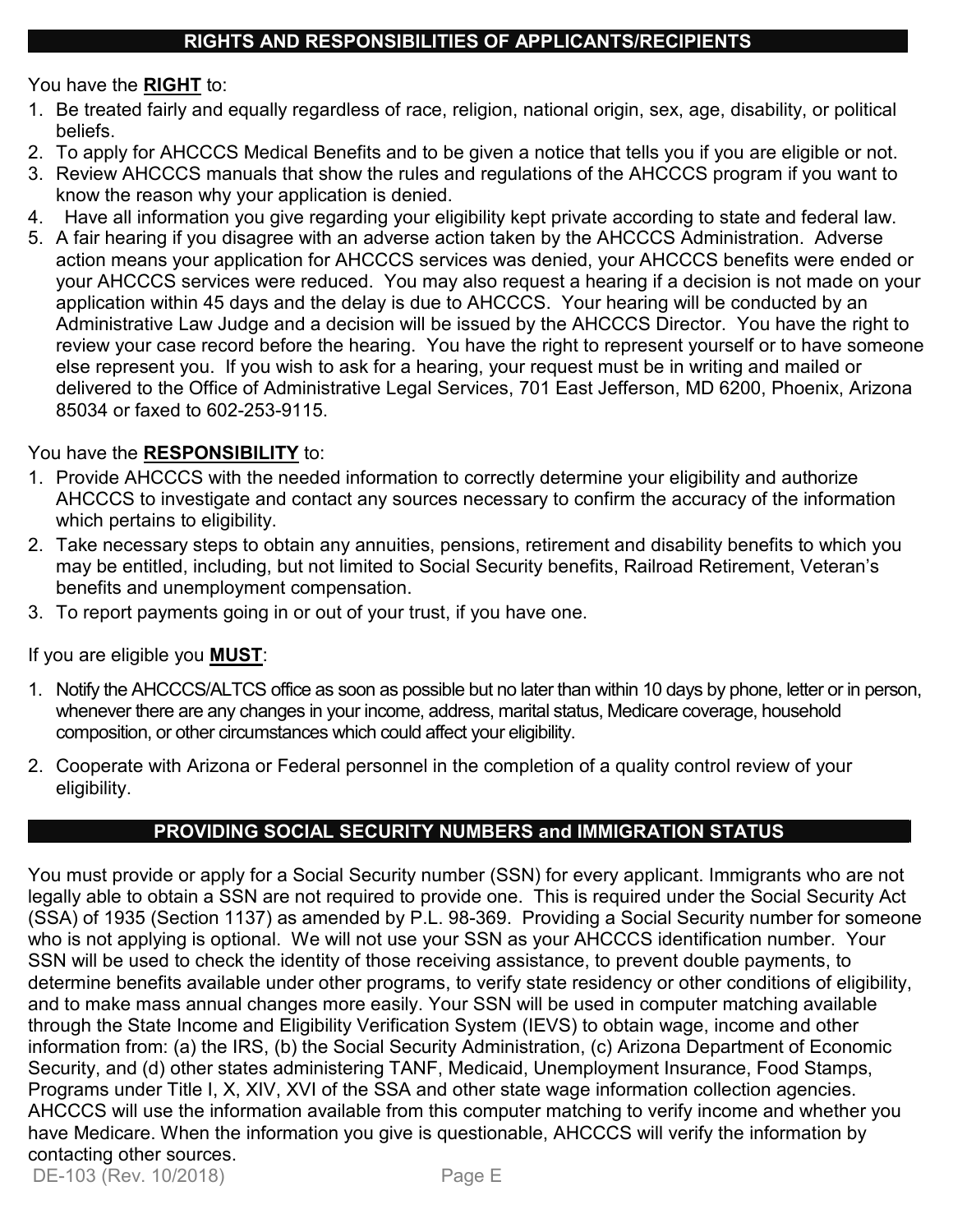## RIGHTS AND RESPONSIBILITIES OF APPLICANTS/RECIPIENTS

You have the **RIGHT** to:

1. Be treated fairly and equally regardless of race, religion, national origin, sex, age, disability, or political beliefs.
2. To apply for AHCCCS Medical Benefits and to be given a notice that tells you if you are eligible or not.
3. Review AHCCCS manuals that show the rules and regulations of the AHCCCS program if you want to know the reason why your application is denied.
4. Have all information you give regarding your eligibility kept private according to state and federal law.
5. A fair hearing if you disagree with an adverse action taken by the AHCCCS Administration. Adverse action means your application for AHCCCS services was denied, your AHCCCS benefits were ended or your AHCCCS services were reduced. You may also request a hearing if a decision is not made on your application within 45 days and the delay is due to AHCCCS. Your hearing will be conducted by an Administrative Law Judge and a decision will be issued by the AHCCCS Director. You have the right to review your case record before the hearing. You have the right to represent yourself or to have someone else represent you. If you wish to ask for a hearing, your request must be in writing and mailed or delivered to the Office of Administrative Legal Services, 701 East Jefferson, MD 6200, Phoenix, Arizona 85034 or faxed to 602-253-9115.

You have the **RESPONSIBILITY** to:

1. Provide AHCCCS with the needed information to correctly determine your eligibility and authorize AHCCCS to investigate and contact any sources necessary to confirm the accuracy of the information which pertains to eligibility.
2. Take necessary steps to obtain any annuities, pensions, retirement and disability benefits to which you may be entitled, including, but not limited to Social Security benefits, Railroad Retirement, Veteran's benefits and unemployment compensation.
3. To report payments going in or out of your trust, if you have one.

If you are eligible you **MUST**:

1. Notify the AHCCCS/ALTCS office as soon as possible but no later than within 10 days by phone, letter or in person, whenever there are any changes in your income, address, marital status, Medicare coverage, household composition, or other circumstances which could affect your eligibility.
2. Cooperate with Arizona or Federal personnel in the completion of a quality control review of your eligibility.

## PROVIDING SOCIAL SECURITY NUMBERS and IMMIGRATION STATUS

You must provide or apply for a Social Security number (SSN) for every applicant. Immigrants who are not legally able to obtain a SSN are not required to provide one. This is required under the Social Security Act (SSA) of 1935 (Section 1137) as amended by P.L. 98-369. Providing a Social Security number for someone who is not applying is optional. We will not use your SSN as your AHCCCS identification number. Your SSN will be used to check the identity of those receiving assistance, to prevent double payments, to determine benefits available under other programs, to verify state residency or other conditions of eligibility, and to make mass annual changes more easily. Your SSN will be used in computer matching available through the State Income and Eligibility Verification System (IEVS) to obtain wage, income and other information from: (a) the IRS, (b) the Social Security Administration, (c) Arizona Department of Economic Security, and (d) other states administering TANF, Medicaid, Unemployment Insurance, Food Stamps, Programs under Title I, X, XIV, XVI of the SSA and other state wage information collection agencies. AHCCCS will use the information available from this computer matching to verify income and whether you have Medicare. When the information you give is questionable, AHCCCS will verify the information by contacting other sources.

DE-103 (Rev. 10/2018)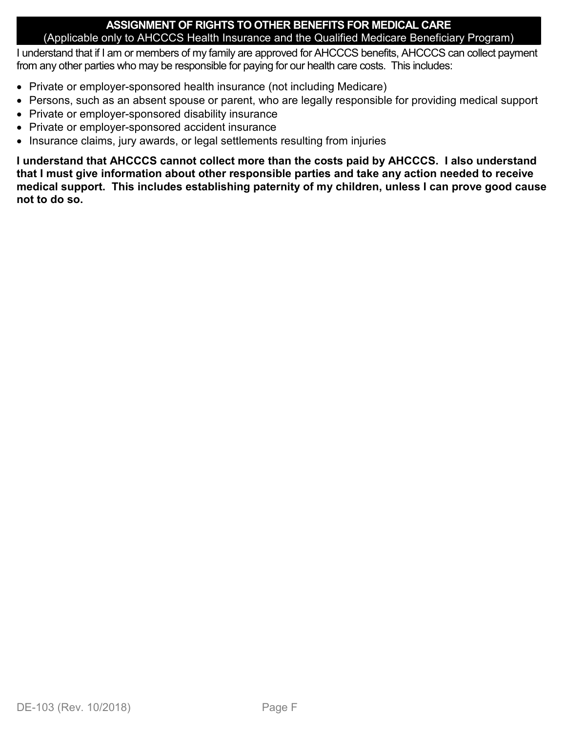## ASSIGNMENT OF RIGHTS TO OTHER BENEFITS FOR MEDICAL CARE

(Applicable only to AHCCCS Health Insurance and the Qualified Medicare Beneficiary Program)

I understand that if I am or members of my family are approved for AHCCCS benefits, AHCCCS can collect payment from any other parties who may be responsible for paying for our health care costs. This includes:

- Private or employer-sponsored health insurance (not including Medicare)
- Persons, such as an absent spouse or parent, who are legally responsible for providing medical support
- Private or employer-sponsored disability insurance
- Private or employer-sponsored accident insurance
- Insurance claims, jury awards, or legal settlements resulting from injuries

**I understand that AHCCCS cannot collect more than the costs paid by AHCCCS. I also understand that I must give information about other responsible parties and take any action needed to receive medical support. This includes establishing paternity of my children, unless I can prove good cause not to do so.**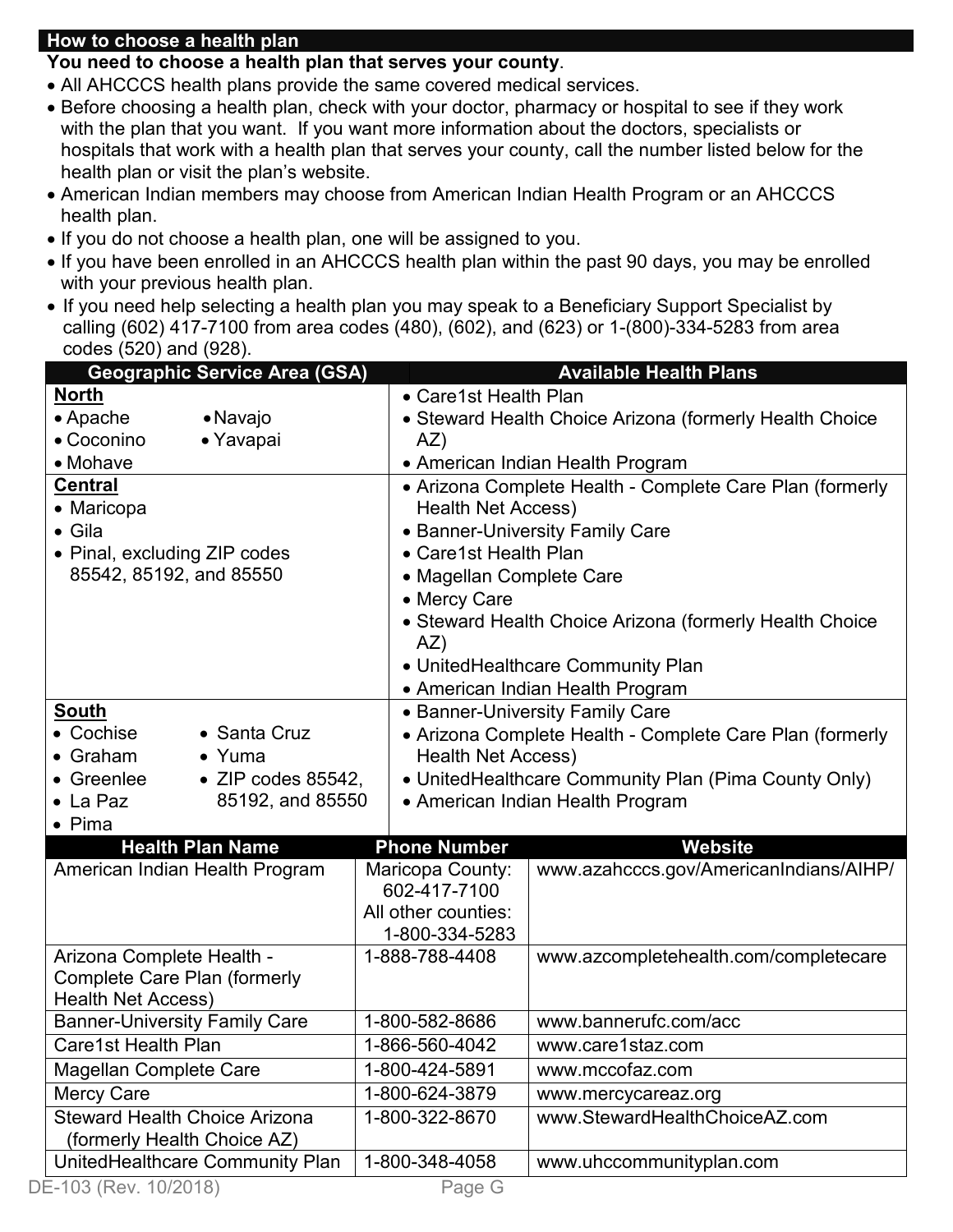## How to choose a health plan

**You need to choose a health plan that serves your county**.

- All AHCCCS health plans provide the same covered medical services.
- Before choosing a health plan, check with your doctor, pharmacy or hospital to see if they work with the plan that you want. If you want more information about the doctors, specialists or hospitals that work with a health plan that serves your county, call the number listed below for the health plan or visit the plan's website.
- American Indian members may choose from American Indian Health Program or an AHCCCS health plan.
- If you do not choose a health plan, one will be assigned to you.
- If you have been enrolled in an AHCCCS health plan within the past 90 days, you may be enrolled with your previous health plan.
- If you need help selecting a health plan you may speak to a Beneficiary Support Specialist by calling (602) 417-7100 from area codes (480), (602), and (623) or 1-(800)-334-5283 from area codes (520) and (928).

| Geographic Service Area (GSA) | Available Health Plans |
|---|---|
| **North**<br>• Apache<br>• Navajo<br>• Coconino<br>• Yavapai<br>• Mohave | • Care1st Health Plan<br>• Steward Health Choice Arizona (formerly Health Choice AZ)<br>• American Indian Health Program |
| **Central**<br>• Maricopa<br>• Gila<br>• Pinal, excluding ZIP codes 85542, 85192, and 85550 | • Arizona Complete Health - Complete Care Plan (formerly Health Net Access)<br>• Banner-University Family Care<br>• Care1st Health Plan<br>• Magellan Complete Care<br>• Mercy Care<br>• Steward Health Choice Arizona (formerly Health Choice AZ)<br>• UnitedHealthcare Community Plan<br>• American Indian Health Program |
| **South**<br>• Cochise<br>• Santa Cruz<br>• Graham<br>• Yuma<br>• Greenlee<br>• ZIP codes 85542, 85192, and 85550<br>• La Paz<br>• Pima | • Banner-University Family Care<br>• Arizona Complete Health - Complete Care Plan (formerly Health Net Access)<br>• UnitedHealthcare Community Plan (Pima County Only)<br>• American Indian Health Program |

| Health Plan Name | Phone Number | Website |
|---|---|---|
| American Indian Health Program | Maricopa County: 602-417-7100<br>All other counties: 1-800-334-5283 | www.azahcccs.gov/AmericanIndians/AIHP/ |
| Arizona Complete Health - Complete Care Plan (formerly Health Net Access) | 1-888-788-4408 | www.azcompletehealth.com/completecare |
| Banner-University Family Care | 1-800-582-8686 | www.bannerufc.com/acc |
| Care1st Health Plan | 1-866-560-4042 | www.care1staz.com |
| Magellan Complete Care | 1-800-424-5891 | www.mccofaz.com |
| Mercy Care | 1-800-624-3879 | www.mercycareaz.org |
| Steward Health Choice Arizona (formerly Health Choice AZ) | 1-800-322-8670 | www.StewardHealthChoiceAZ.com |
| UnitedHealthcare Community Plan | 1-800-348-4058 | www.uhccommunityplan.com |

DE-103 (Rev. 10/2018)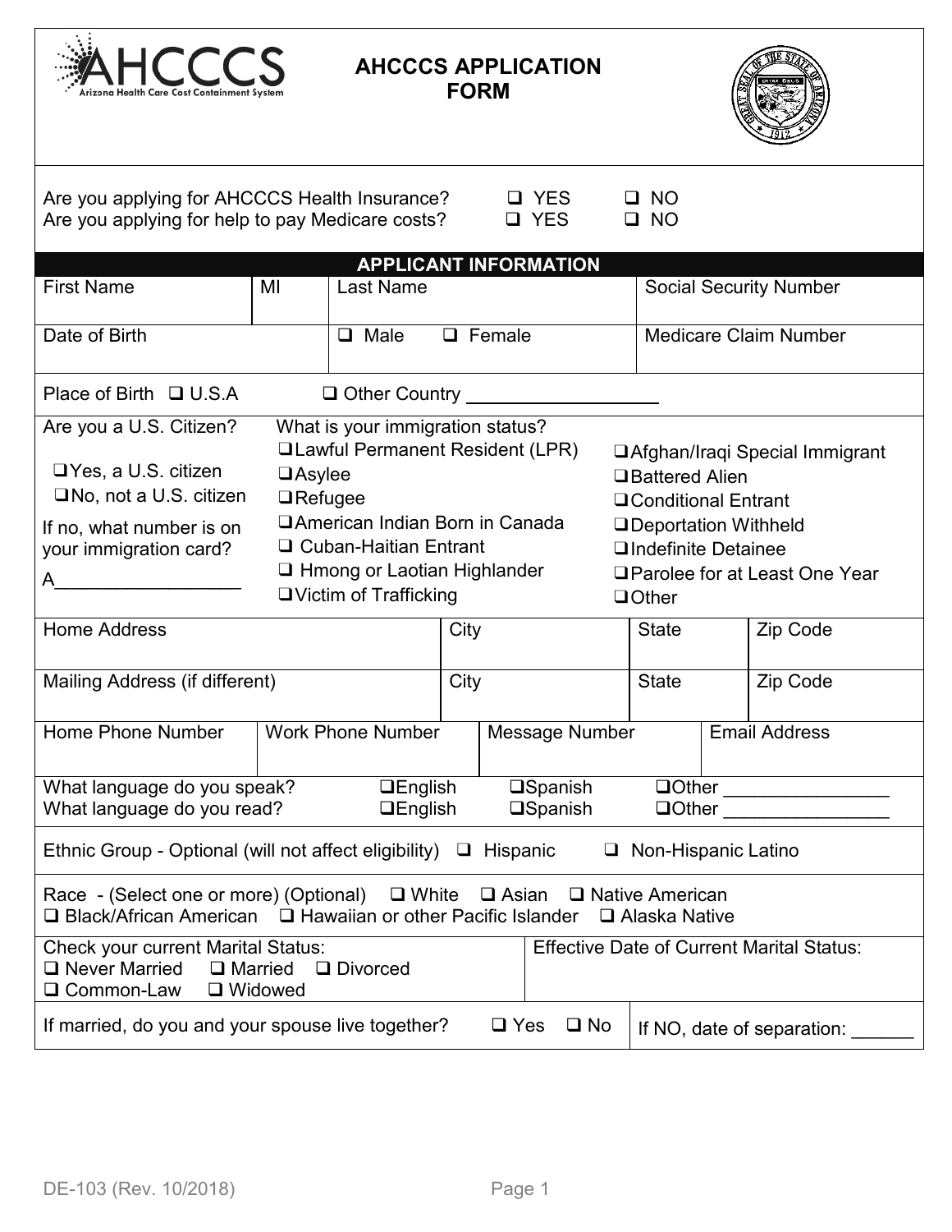# AHCCCS APPLICATION FORM

AHCCCS — Arizona Health Care Cost Containment System

Are you applying for AHCCCS Health Insurance? ❑ YES ❑ NO
Are you applying for help to pay Medicare costs? ❑ YES ❑ NO

## APPLICANT INFORMATION

| First Name | MI | Last Name | Social Security Number |
|---|---|---|---|
| | | | |

| Date of Birth | ❑ Male ❑ Female | Medicare Claim Number |
|---|---|---|
| | | |

Place of Birth ❑ U.S.A ❑ Other Country ______________

Are you a U.S. Citizen?

❑ Yes, a U.S. citizen
❑ No, not a U.S. citizen

If no, what number is on your immigration card?
A__________________

What is your immigration status?

- ❑ Lawful Permanent Resident (LPR)
- ❑ Asylee
- ❑ Refugee
- ❑ American Indian Born in Canada
- ❑ Cuban-Haitian Entrant
- ❑ Hmong or Laotian Highlander
- ❑ Victim of Trafficking
- ❑ Afghan/Iraqi Special Immigrant
- ❑ Battered Alien
- ❑ Conditional Entrant
- ❑ Deportation Withheld
- ❑ Indefinite Detainee
- ❑ Parolee for at Least One Year
- ❑ Other

| Home Address | City | State | Zip Code |
|---|---|---|---|
| | | | |
| **Mailing Address (if different)** | **City** | **State** | **Zip Code** |
| | | | |

| Home Phone Number | Work Phone Number | Message Number | Email Address |
|---|---|---|---|
| | | | |

What language do you speak? ❑ English ❑ Spanish ❑ Other ________________
What language do you read? ❑ English ❑ Spanish ❑ Other ________________

Ethnic Group - Optional (will not affect eligibility) ❑ Hispanic ❑ Non-Hispanic Latino

Race - (Select one or more) (Optional) ❑ White ❑ Asian ❑ Native American
❑ Black/African American ❑ Hawaiian or other Pacific Islander ❑ Alaska Native

Check your current Marital Status:
❑ Never Married ❑ Married ❑ Divorced
❑ Common-Law ❑ Widowed

Effective Date of Current Marital Status:

If married, do you and your spouse live together? ❑ Yes ❑ No

If NO, date of separation: ______

DE-103 (Rev. 10/2018)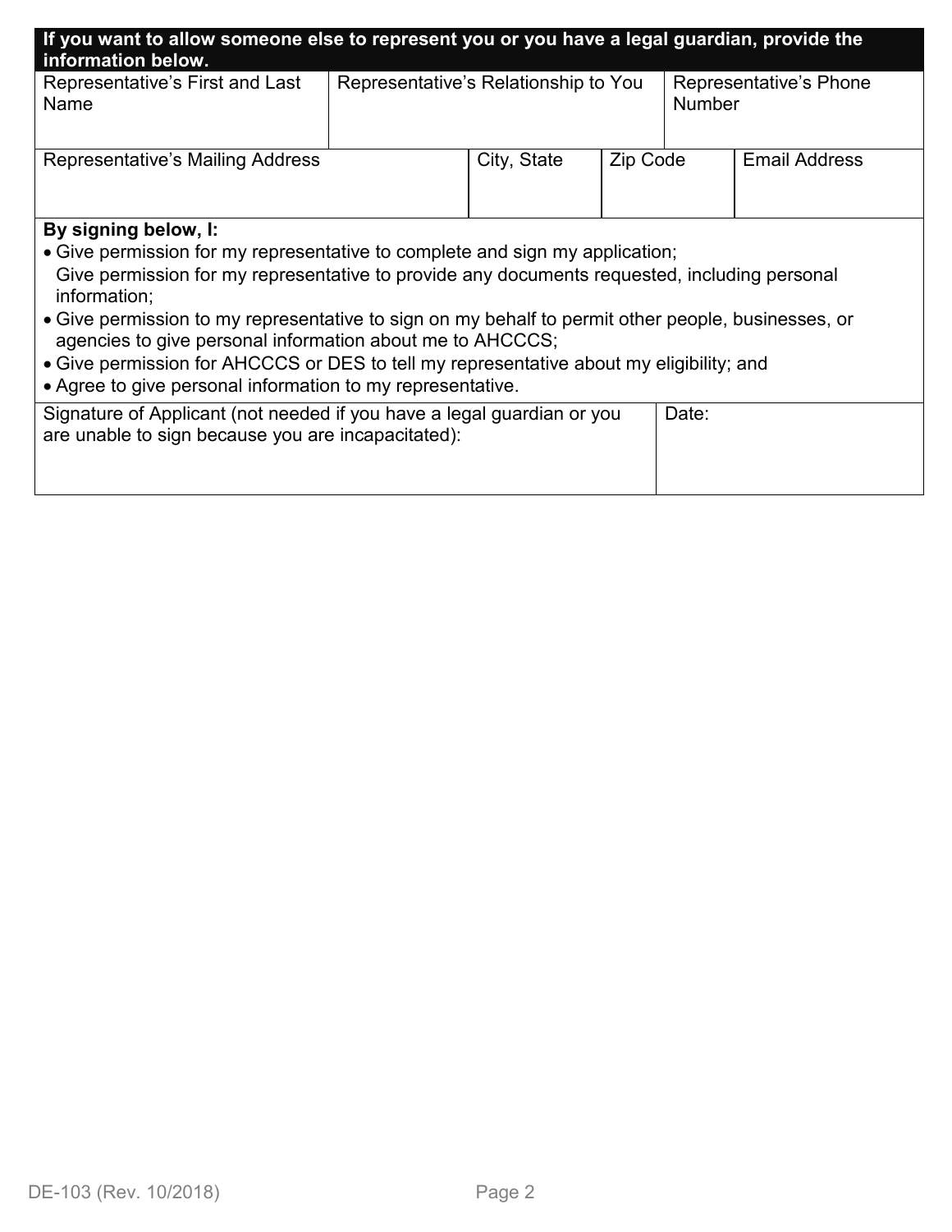**If you want to allow someone else to represent you or you have a legal guardian, provide the information below.**

| Representative's First and Last Name | Representative's Relationship to You | Representative's Phone Number |
|---|---|---|
| | | |

| Representative's Mailing Address | City, State | Zip Code | Email Address |
|---|---|---|---|
| | | | |

**By signing below, I:**

- Give permission for my representative to complete and sign my application;
  Give permission for my representative to provide any documents requested, including personal information;
- Give permission to my representative to sign on my behalf to permit other people, businesses, or agencies to give personal information about me to AHCCCS;
- Give permission for AHCCCS or DES to tell my representative about my eligibility; and
- Agree to give personal information to my representative.

| Signature of Applicant (not needed if you have a legal guardian or you are unable to sign because you are incapacitated): | Date: |
|---|---|
| | |

DE-103 (Rev. 10/2018)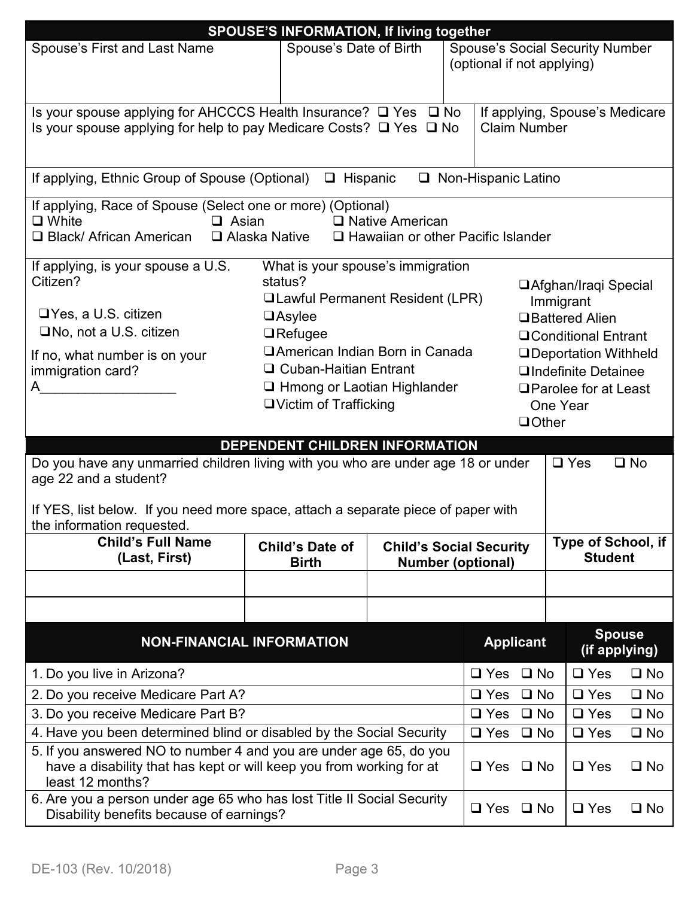## SPOUSE'S INFORMATION, If living together

| Spouse's First and Last Name | Spouse's Date of Birth | Spouse's Social Security Number (optional if not applying) |
|---|---|---|
| | | |

Is your spouse applying for AHCCCS Health Insurance? ❑ Yes ❑ No

Is your spouse applying for help to pay Medicare Costs? ❑ Yes ❑ No

If applying, Spouse's Medicare Claim Number

If applying, Ethnic Group of Spouse (Optional) ❑ Hispanic ❑ Non-Hispanic Latino

If applying, Race of Spouse (Select one or more) (Optional)

❑ White ❑ Asian ❑ Native American
❑ Black/ African American ❑ Alaska Native ❑ Hawaiian or other Pacific Islander

If applying, is your spouse a U.S. Citizen?

❑ Yes, a U.S. citizen
❑ No, not a U.S. citizen

If no, what number is on your immigration card?
A__________________

What is your spouse's immigration status?

❑ Lawful Permanent Resident (LPR)
❑ Asylee
❑ Refugee
❑ American Indian Born in Canada
❑ Cuban-Haitian Entrant
❑ Hmong or Laotian Highlander
❑ Victim of Trafficking
❑ Afghan/Iraqi Special Immigrant
❑ Battered Alien
❑ Conditional Entrant
❑ Deportation Withheld
❑ Indefinite Detainee
❑ Parolee for at Least One Year
❑ Other

## DEPENDENT CHILDREN INFORMATION

Do you have any unmarried children living with you who are under age 18 or under age 22 and a student? ❑ Yes ❑ No

If YES, list below. If you need more space, attach a separate piece of paper with the information requested.

| Child's Full Name (Last, First) | Child's Date of Birth | Child's Social Security Number (optional) | Type of School, if Student |
|---|---|---|---|
| | | | |
| | | | |

| NON-FINANCIAL INFORMATION | Applicant | Spouse (if applying) |
|---|---|---|
| 1. Do you live in Arizona? | ❑ Yes ❑ No | ❑ Yes ❑ No |
| 2. Do you receive Medicare Part A? | ❑ Yes ❑ No | ❑ Yes ❑ No |
| 3. Do you receive Medicare Part B? | ❑ Yes ❑ No | ❑ Yes ❑ No |
| 4. Have you been determined blind or disabled by the Social Security | ❑ Yes ❑ No | ❑ Yes ❑ No |
| 5. If you answered NO to number 4 and you are under age 65, do you have a disability that has kept or will keep you from working for at least 12 months? | ❑ Yes ❑ No | ❑ Yes ❑ No |
| 6. Are you a person under age 65 who has lost Title II Social Security Disability benefits because of earnings? | ❑ Yes ❑ No | ❑ Yes ❑ No |

DE-103 (Rev. 10/2018)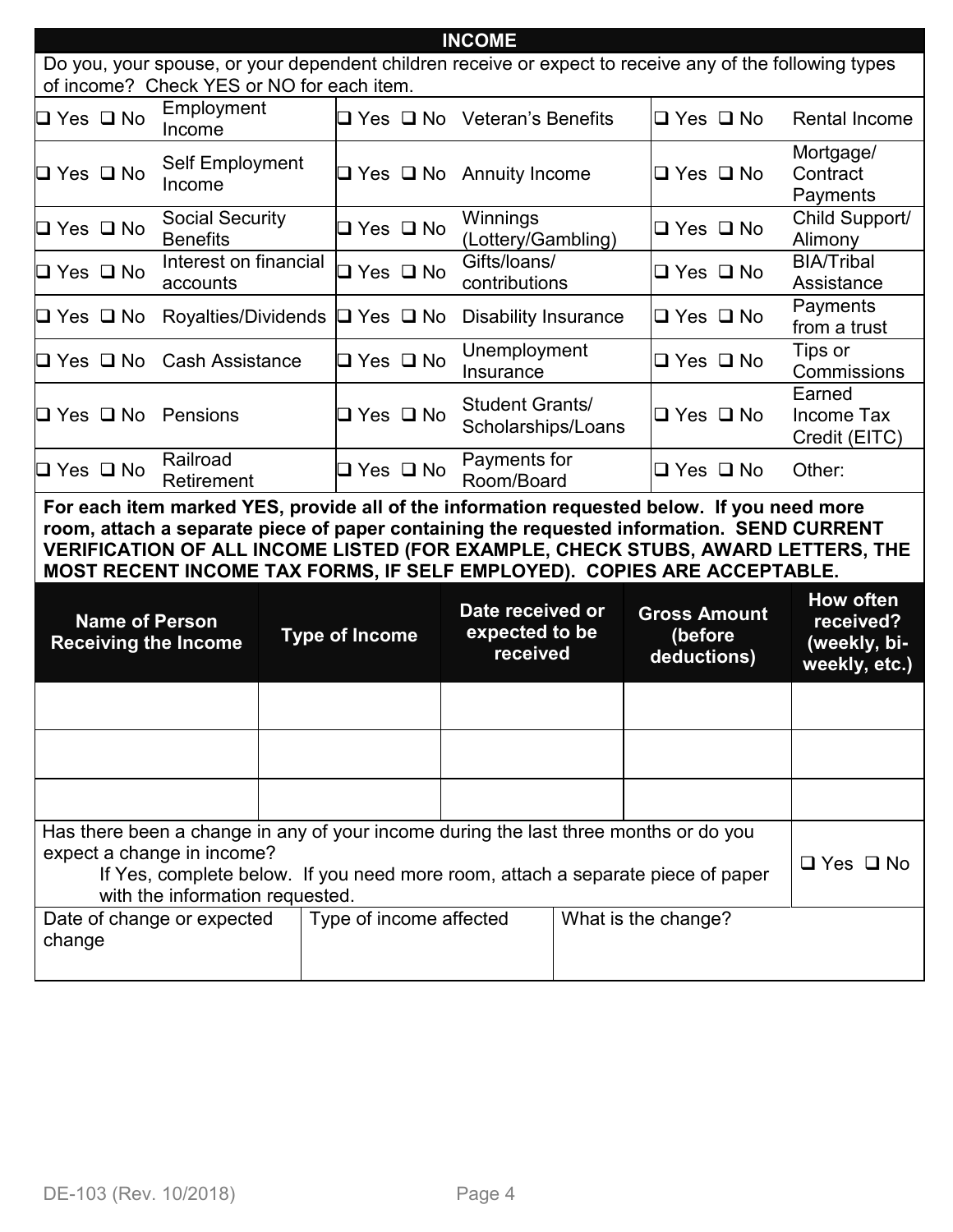## INCOME

Do you, your spouse, or your dependent children receive or expect to receive any of the following types of income? Check YES or NO for each item.

| | | | | | |
|---|---|---|---|---|---|
| ❑ Yes ❑ No | Employment Income | ❑ Yes ❑ No | Veteran's Benefits | ❑ Yes ❑ No | Rental Income |
| ❑ Yes ❑ No | Self Employment Income | ❑ Yes ❑ No | Annuity Income | ❑ Yes ❑ No | Mortgage/ Contract Payments |
| ❑ Yes ❑ No | Social Security Benefits | ❑ Yes ❑ No | Winnings (Lottery/Gambling) | ❑ Yes ❑ No | Child Support/ Alimony |
| ❑ Yes ❑ No | Interest on financial accounts | ❑ Yes ❑ No | Gifts/loans/ contributions | ❑ Yes ❑ No | BIA/Tribal Assistance |
| ❑ Yes ❑ No | Royalties/Dividends | ❑ Yes ❑ No | Disability Insurance | ❑ Yes ❑ No | Payments from a trust |
| ❑ Yes ❑ No | Cash Assistance | ❑ Yes ❑ No | Unemployment Insurance | ❑ Yes ❑ No | Tips or Commissions |
| ❑ Yes ❑ No | Pensions | ❑ Yes ❑ No | Student Grants/ Scholarships/Loans | ❑ Yes ❑ No | Earned Income Tax Credit (EITC) |
| ❑ Yes ❑ No | Railroad Retirement | ❑ Yes ❑ No | Payments for Room/Board | ❑ Yes ❑ No | Other: |

**For each item marked YES, provide all of the information requested below. If you need more room, attach a separate piece of paper containing the requested information. SEND CURRENT VERIFICATION OF ALL INCOME LISTED (FOR EXAMPLE, CHECK STUBS, AWARD LETTERS, THE MOST RECENT INCOME TAX FORMS, IF SELF EMPLOYED). COPIES ARE ACCEPTABLE.**

| Name of Person Receiving the Income | Type of Income | Date received or expected to be received | Gross Amount (before deductions) | How often received? (weekly, bi-weekly, etc.) |
|---|---|---|---|---|
| | | | | |
| | | | | |
| | | | | |

| | | |
|---|---|---|
| Has there been a change in any of your income during the last three months or do you expect a change in income? If Yes, complete below. If you need more room, attach a separate piece of paper with the information requested. | | ❑ Yes ❑ No |
| Date of change or expected change | Type of income affected | What is the change? |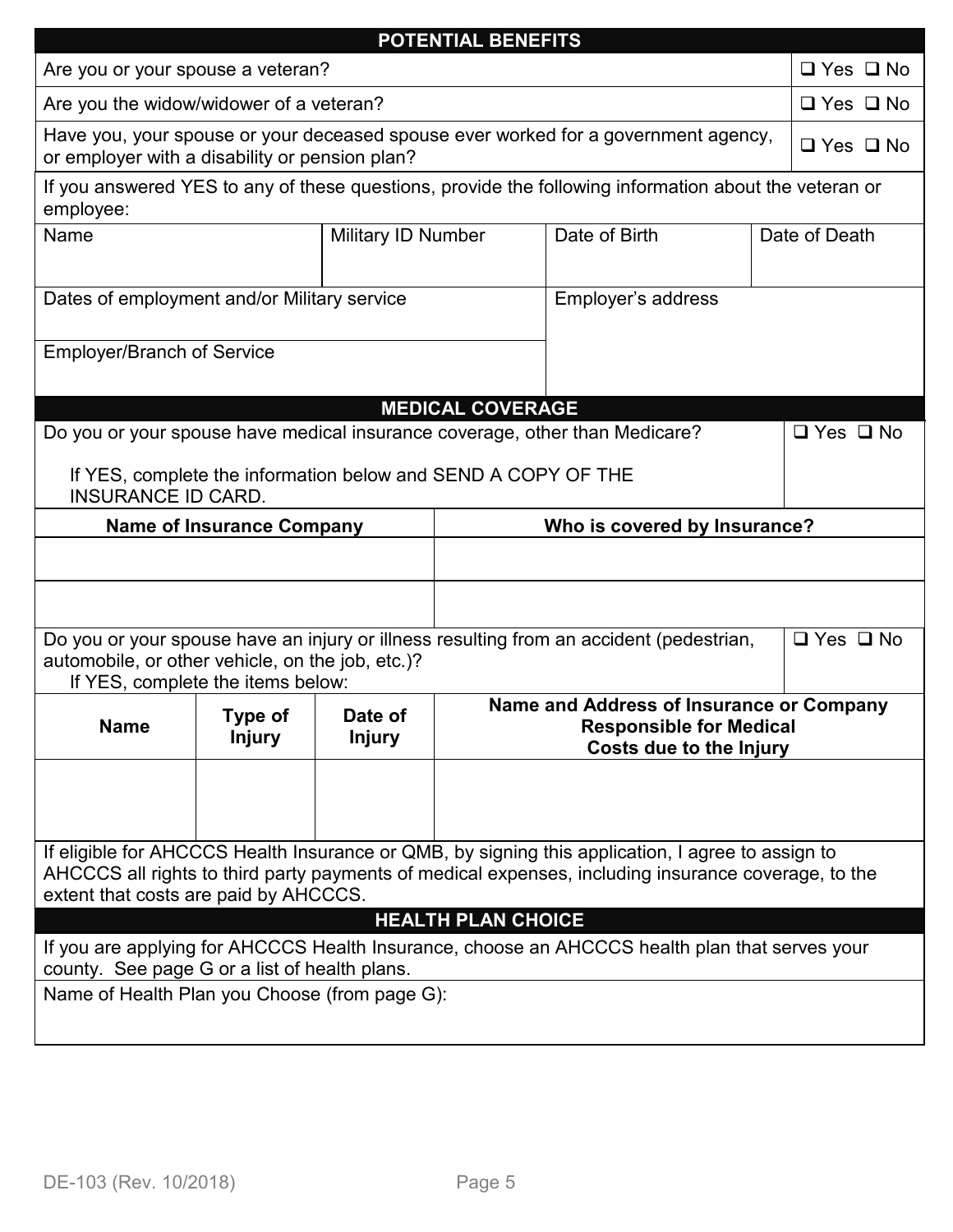## POTENTIAL BENEFITS

| | |
|---|---|
| Are you or your spouse a veteran? | ❑ Yes ❑ No |
| Are you the widow/widower of a veteran? | ❑ Yes ❑ No |
| Have you, your spouse or your deceased spouse ever worked for a government agency, or employer with a disability or pension plan? | ❑ Yes ❑ No |

If you answered YES to any of these questions, provide the following information about the veteran or employee:

| Name | Military ID Number | Date of Birth | Date of Death |
|---|---|---|---|
| | | | |

| Dates of employment and/or Military service | Employer's address |
|---|---|
| | |
| **Employer/Branch of Service** | |
| | |

## MEDICAL COVERAGE

| | |
|---|---|
| Do you or your spouse have medical insurance coverage, other than Medicare?<br><br>If YES, complete the information below and SEND A COPY OF THE INSURANCE ID CARD. | ❑ Yes ❑ No |

| Name of Insurance Company | Who is covered by Insurance? |
|---|---|
| | |
| | |

| | |
|---|---|
| Do you or your spouse have an injury or illness resulting from an accident (pedestrian, automobile, or other vehicle, on the job, etc.)?<br>If YES, complete the items below: | ❑ Yes ❑ No |

| Name | Type of Injury | Date of Injury | Name and Address of Insurance or Company Responsible for Medical Costs due to the Injury |
|---|---|---|---|
| | | | |

If eligible for AHCCCS Health Insurance or QMB, by signing this application, I agree to assign to AHCCCS all rights to third party payments of medical expenses, including insurance coverage, to the extent that costs are paid by AHCCCS.

## HEALTH PLAN CHOICE

If you are applying for AHCCCS Health Insurance, choose an AHCCCS health plan that serves your county. See page G or a list of health plans.

Name of Health Plan you Choose (from page G):

DE-103 (Rev. 10/2018)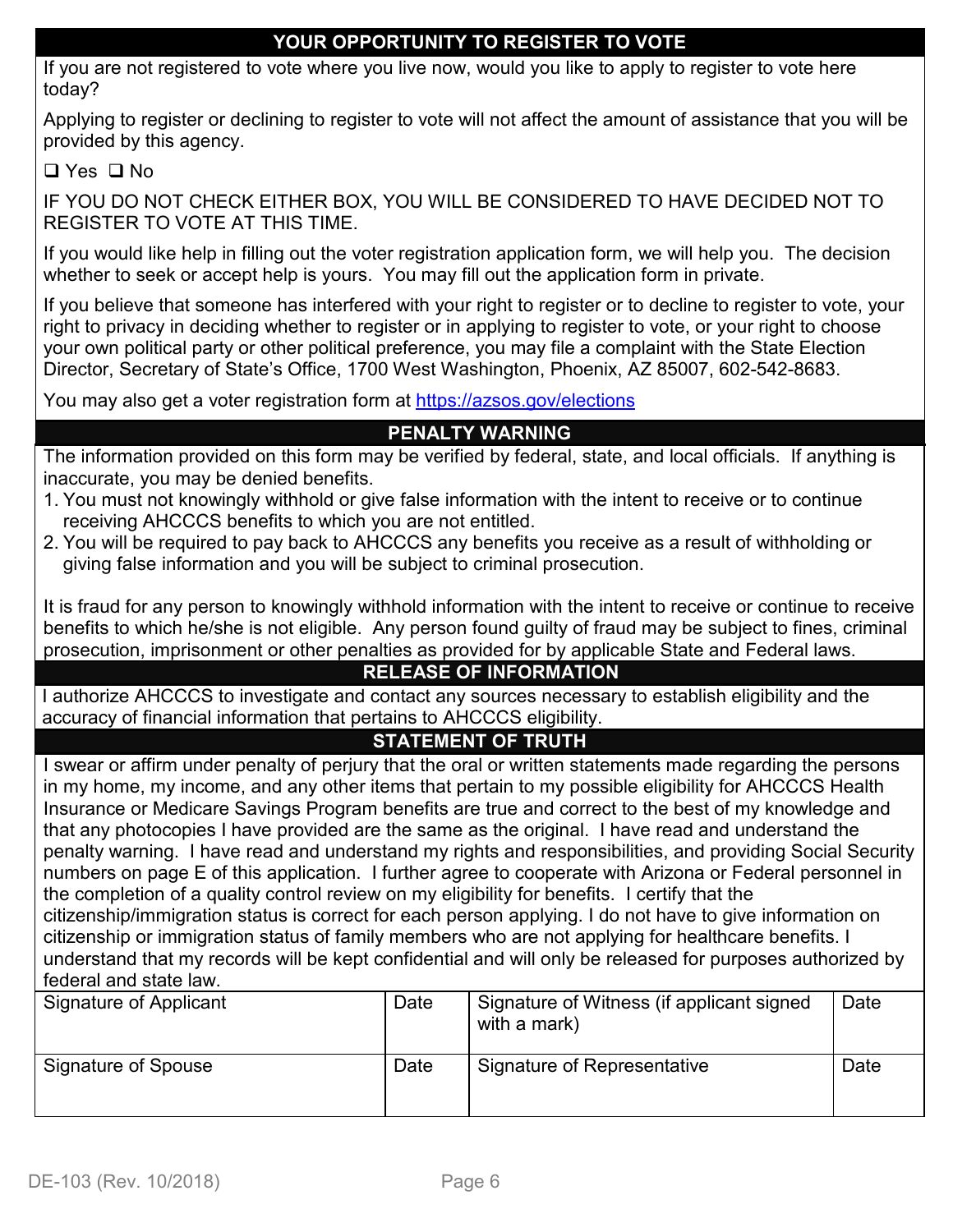## YOUR OPPORTUNITY TO REGISTER TO VOTE

If you are not registered to vote where you live now, would you like to apply to register to vote here today?

Applying to register or declining to register to vote will not affect the amount of assistance that you will be provided by this agency.

❑ Yes ❑ No

IF YOU DO NOT CHECK EITHER BOX, YOU WILL BE CONSIDERED TO HAVE DECIDED NOT TO REGISTER TO VOTE AT THIS TIME.

If you would like help in filling out the voter registration application form, we will help you. The decision whether to seek or accept help is yours. You may fill out the application form in private.

If you believe that someone has interfered with your right to register or to decline to register to vote, your right to privacy in deciding whether to register or in applying to register to vote, or your right to choose your own political party or other political preference, you may file a complaint with the State Election Director, Secretary of State's Office, 1700 West Washington, Phoenix, AZ 85007, 602-542-8683.

You may also get a voter registration form at https://azsos.gov/elections

## PENALTY WARNING

The information provided on this form may be verified by federal, state, and local officials. If anything is inaccurate, you may be denied benefits.

1. You must not knowingly withhold or give false information with the intent to receive or to continue receiving AHCCCS benefits to which you are not entitled.
2. You will be required to pay back to AHCCCS any benefits you receive as a result of withholding or giving false information and you will be subject to criminal prosecution.

It is fraud for any person to knowingly withhold information with the intent to receive or continue to receive benefits to which he/she is not eligible. Any person found guilty of fraud may be subject to fines, criminal prosecution, imprisonment or other penalties as provided for by applicable State and Federal laws.

## RELEASE OF INFORMATION

I authorize AHCCCS to investigate and contact any sources necessary to establish eligibility and the accuracy of financial information that pertains to AHCCCS eligibility.

## STATEMENT OF TRUTH

I swear or affirm under penalty of perjury that the oral or written statements made regarding the persons in my home, my income, and any other items that pertain to my possible eligibility for AHCCCS Health Insurance or Medicare Savings Program benefits are true and correct to the best of my knowledge and that any photocopies I have provided are the same as the original. I have read and understand the penalty warning. I have read and understand my rights and responsibilities, and providing Social Security numbers on page E of this application. I further agree to cooperate with Arizona or Federal personnel in the completion of a quality control review on my eligibility for benefits. I certify that the citizenship/immigration status is correct for each person applying. I do not have to give information on citizenship or immigration status of family members who are not applying for healthcare benefits. I understand that my records will be kept confidential and will only be released for purposes authorized by federal and state law.

| Signature of Applicant | Date | Signature of Witness (if applicant signed with a mark) | Date |
|---|---|---|---|
| Signature of Spouse | Date | Signature of Representative | Date |

DE-103 (Rev. 10/2018)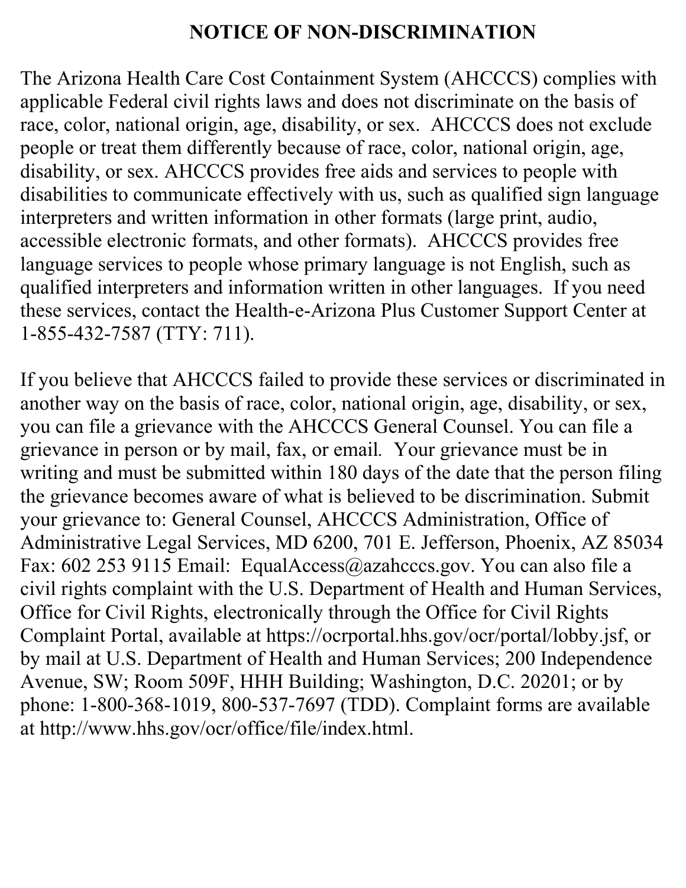# NOTICE OF NON-DISCRIMINATION

The Arizona Health Care Cost Containment System (AHCCCS) complies with applicable Federal civil rights laws and does not discriminate on the basis of race, color, national origin, age, disability, or sex. AHCCCS does not exclude people or treat them differently because of race, color, national origin, age, disability, or sex. AHCCCS provides free aids and services to people with disabilities to communicate effectively with us, such as qualified sign language interpreters and written information in other formats (large print, audio, accessible electronic formats, and other formats). AHCCCS provides free language services to people whose primary language is not English, such as qualified interpreters and information written in other languages. If you need these services, contact the Health-e-Arizona Plus Customer Support Center at 1-855-432-7587 (TTY: 711).

If you believe that AHCCCS failed to provide these services or discriminated in another way on the basis of race, color, national origin, age, disability, or sex, you can file a grievance with the AHCCCS General Counsel. You can file a grievance in person or by mail, fax, or email. Your grievance must be in writing and must be submitted within 180 days of the date that the person filing the grievance becomes aware of what is believed to be discrimination. Submit your grievance to: General Counsel, AHCCCS Administration, Office of Administrative Legal Services, MD 6200, 701 E. Jefferson, Phoenix, AZ 85034 Fax: 602 253 9115 Email: EqualAccess@azahcccs.gov. You can also file a civil rights complaint with the U.S. Department of Health and Human Services, Office for Civil Rights, electronically through the Office for Civil Rights Complaint Portal, available at https://ocrportal.hhs.gov/ocr/portal/lobby.jsf, or by mail at U.S. Department of Health and Human Services; 200 Independence Avenue, SW; Room 509F, HHH Building; Washington, D.C. 20201; or by phone: 1-800-368-1019, 800-537-7697 (TDD). Complaint forms are available at http://www.hhs.gov/ocr/office/file/index.html.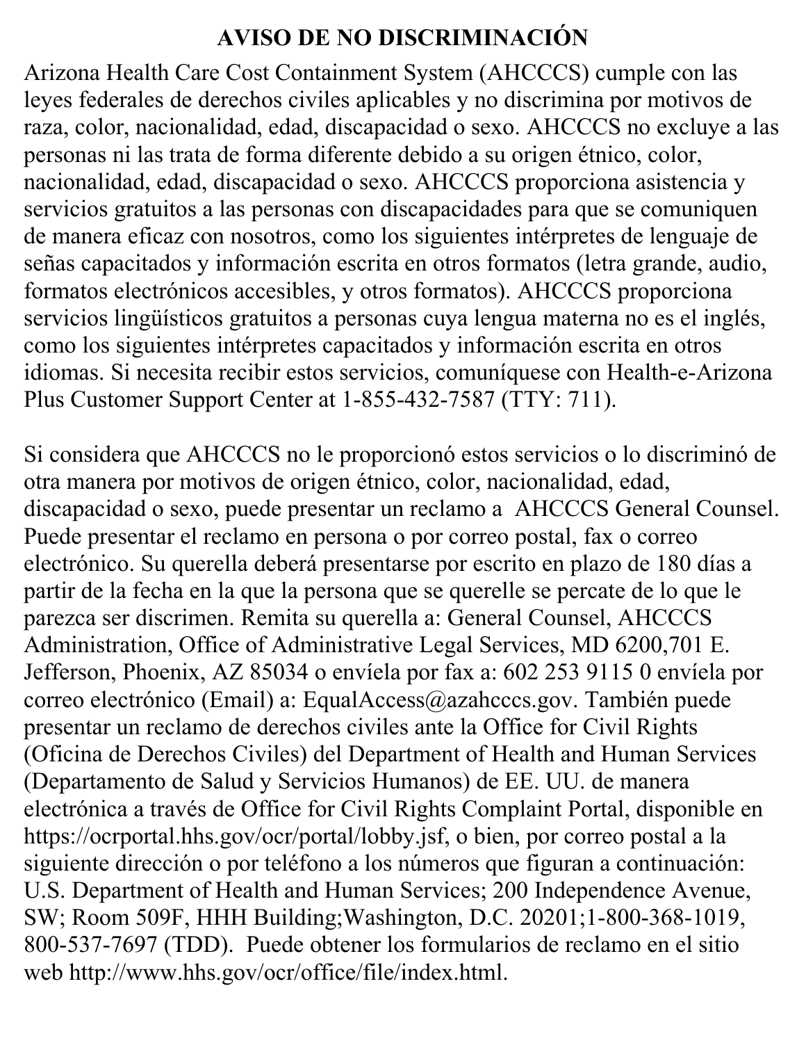# AVISO DE NO DISCRIMINACIÓN

Arizona Health Care Cost Containment System (AHCCCS) cumple con las leyes federales de derechos civiles aplicables y no discrimina por motivos de raza, color, nacionalidad, edad, discapacidad o sexo. AHCCCS no excluye a las personas ni las trata de forma diferente debido a su origen étnico, color, nacionalidad, edad, discapacidad o sexo. AHCCCS proporciona asistencia y servicios gratuitos a las personas con discapacidades para que se comuniquen de manera eficaz con nosotros, como los siguientes intérpretes de lenguaje de señas capacitados y información escrita en otros formatos (letra grande, audio, formatos electrónicos accesibles, y otros formatos). AHCCCS proporciona servicios lingüísticos gratuitos a personas cuya lengua materna no es el inglés, como los siguientes intérpretes capacitados y información escrita en otros idiomas. Si necesita recibir estos servicios, comuníquese con Health-e-Arizona Plus Customer Support Center at 1-855-432-7587 (TTY: 711).

Si considera que AHCCCS no le proporcionó estos servicios o lo discriminó de otra manera por motivos de origen étnico, color, nacionalidad, edad, discapacidad o sexo, puede presentar un reclamo a AHCCCS General Counsel. Puede presentar el reclamo en persona o por correo postal, fax o correo electrónico. Su querella deberá presentarse por escrito en plazo de 180 días a partir de la fecha en la que la persona que se querelle se percate de lo que le parezca ser discrimen. Remita su querella a: General Counsel, AHCCCS Administration, Office of Administrative Legal Services, MD 6200,701 E. Jefferson, Phoenix, AZ 85034 o envíela por fax a: 602 253 9115 0 envíela por correo electrónico (Email) a: EqualAccess@azahcccs.gov. También puede presentar un reclamo de derechos civiles ante la Office for Civil Rights (Oficina de Derechos Civiles) del Department of Health and Human Services (Departamento de Salud y Servicios Humanos) de EE. UU. de manera electrónica a través de Office for Civil Rights Complaint Portal, disponible en https://ocrportal.hhs.gov/ocr/portal/lobby.jsf, o bien, por correo postal a la siguiente dirección o por teléfono a los números que figuran a continuación: U.S. Department of Health and Human Services; 200 Independence Avenue, SW; Room 509F, HHH Building;Washington, D.C. 20201;1-800-368-1019, 800-537-7697 (TDD). Puede obtener los formularios de reclamo en el sitio web http://www.hhs.gov/ocr/office/file/index.html.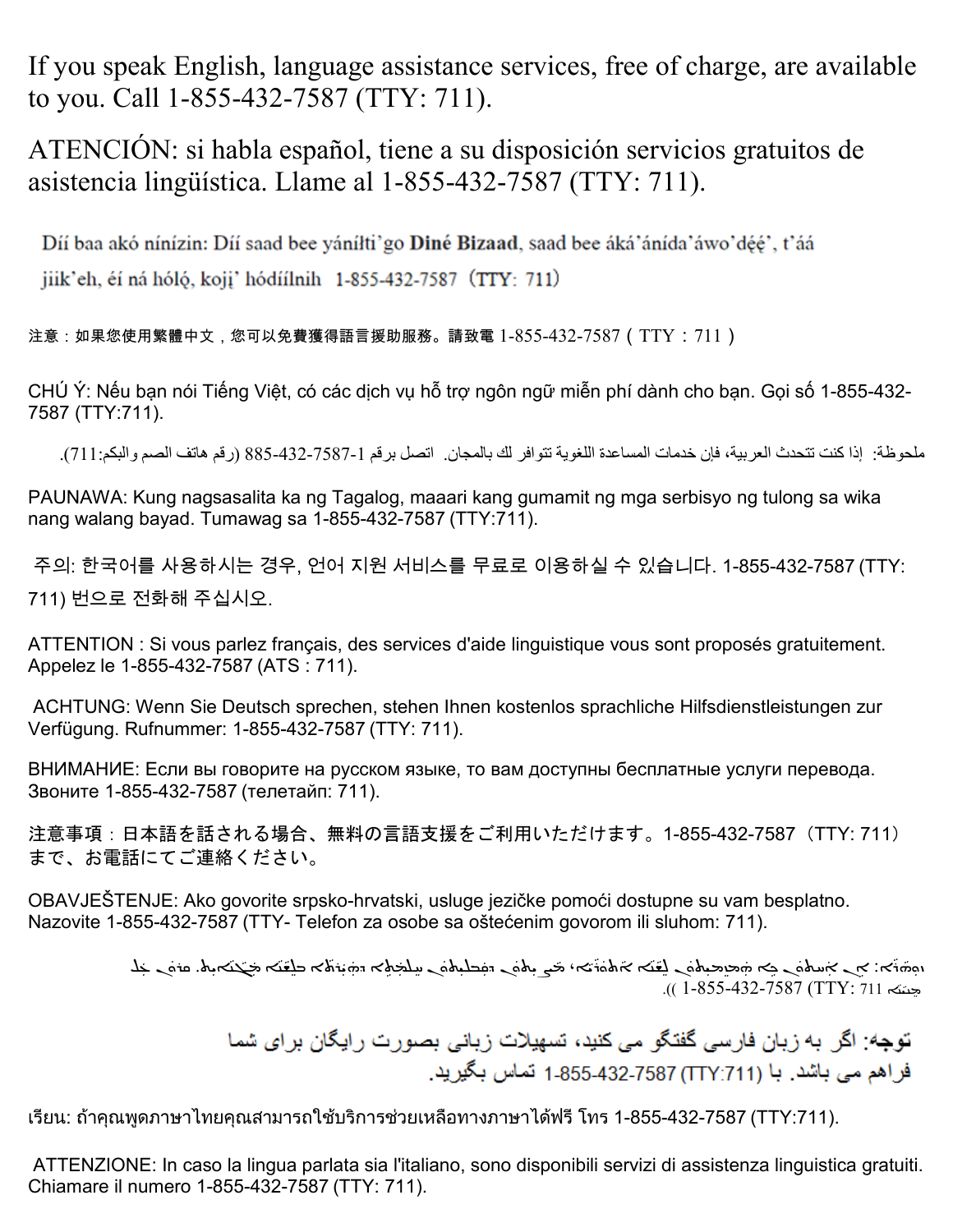If you speak English, language assistance services, free of charge, are available to you. Call 1-855-432-7587 (TTY: 711).

ATENCIÓN: si habla español, tiene a su disposición servicios gratuitos de asistencia lingüística. Llame al 1-855-432-7587 (TTY: 711).

Díí baa akó nínízin: Díí saad bee yáníłti'go **Diné Bizaad**, saad bee áká'ánída'áwo'dę́ę́', t'áá jiik'eh, éí ná hóló̜, koji̜' hódíílnih 1-855-432-7587 (TTY: 711)

注意：如果您使用繁體中文，您可以免費獲得語言援助服務。請致電 1-855-432-7587（TTY：711）

CHÚ Ý: Nếu bạn nói Tiếng Việt, có các dịch vụ hỗ trợ ngôn ngữ miễn phí dành cho bạn. Gọi số 1-855-432-7587 (TTY:711).

ملحوظة: إذا كنت تتحدث العربية، فإن خدمات المساعدة اللغوية تتوافر لك بالمجان. اتصل برقم 1-7587-432-885 (رقم هاتف الصم والبكم:711).

PAUNAWA: Kung nagsasalita ka ng Tagalog, maaari kang gumamit ng mga serbisyo ng tulong sa wika nang walang bayad. Tumawag sa 1-855-432-7587 (TTY:711).

주의: 한국어를 사용하시는 경우, 언어 지원 서비스를 무료로 이용하실 수 있습니다. 1-855-432-7587 (TTY: 711) 번으로 전화해 주십시오.

ATTENTION : Si vous parlez français, des services d'aide linguistique vous sont proposés gratuitement. Appelez le 1-855-432-7587 (ATS : 711).

ACHTUNG: Wenn Sie Deutsch sprechen, stehen Ihnen kostenlos sprachliche Hilfsdienstleistungen zur Verfügung. Rufnummer: 1-855-432-7587 (TTY: 711).

ВНИМАНИЕ: Если вы говорите на русском языке, то вам доступны бесплатные услуги перевода. Звоните 1-855-432-7587 (телетайп: 711).

注意事項：日本語を話される場合、無料の言語支援をご利用いただけます。1-855-432-7587（TTY: 711）まで、お電話にてご連絡ください。

OBAVJEŠTENJE: Ako govorite srpsko-hrvatski, usluge jezičke pomoći dostupne su vam besplatno. Nazovite 1-855-432-7587 (TTY- Telefon za osobe sa oštećenim govorom ili sluhom: 711).

ܙܘܗܪܐ: ܐܢ ܐܢܬ ܡܡܠܠ ܠܫܢܐ ܐܬܘܪܝܐ، ܟܐ ܡܨܝܬ ܕܦܠܚܬ ܠܡܫܡܫܢܘܬܐ ܕܗܝܪܢܐ ܒܠܫܢܐ ܡܓܢܐܝܬ. ܩܪܝ ܥܠ ܡܢܝܢܐ 1-855-432-7587 (TTY: 711).

توجه: اگر به زبان فارسی گفتگو می کنید، تسهیلات زبانی بصورت رایگان برای شما فراهم می باشد. با (TTY:711) 1-855-432-7587 تماس بگیرید.

เรียน: ถ้าคุณพูดภาษาไทยคุณสามารถใช้บริการช่วยเหลือทางภาษาได้ฟรี โทร 1-855-432-7587 (TTY:711).

ATTENZIONE: In caso la lingua parlata sia l'italiano, sono disponibili servizi di assistenza linguistica gratuiti. Chiamare il numero 1-855-432-7587 (TTY: 711).